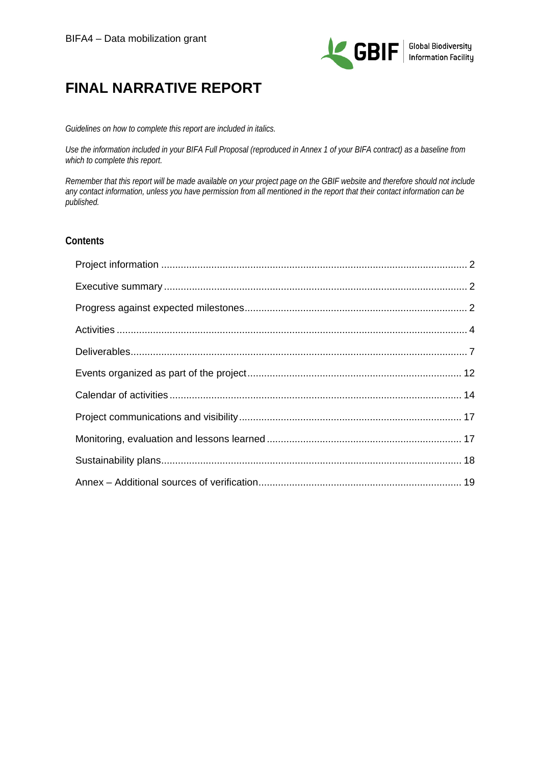BIFA4 – Data mobilization grant

# FINAL NARRATIVE REPORT

*Guidelines on how to complete this report are included in italics.*

*Use the information included in your BIFA Full Proposal (reproduced in Annex 1 of your BIFA contract) as a baseline from which to complete this report.*

*Remember that this report will be made available on your project page on the GBIF website and therefore should not include any contact information, unless you have permission from all mentioned in the report that their contact information can be published.*

## Contents

- Project information .......... 2
- Executive summary .......... 2
- Progress against expected milestones .......... 2
- Activities .......... 4
- Deliverables .......... 7
- Events organized as part of the project .......... 12
- Calendar of activities .......... 14
- Project communications and visibility .......... 17
- Monitoring, evaluation and lessons learned .......... 17
- Sustainability plans .......... 18
- Annex – Additional sources of verification .......... 19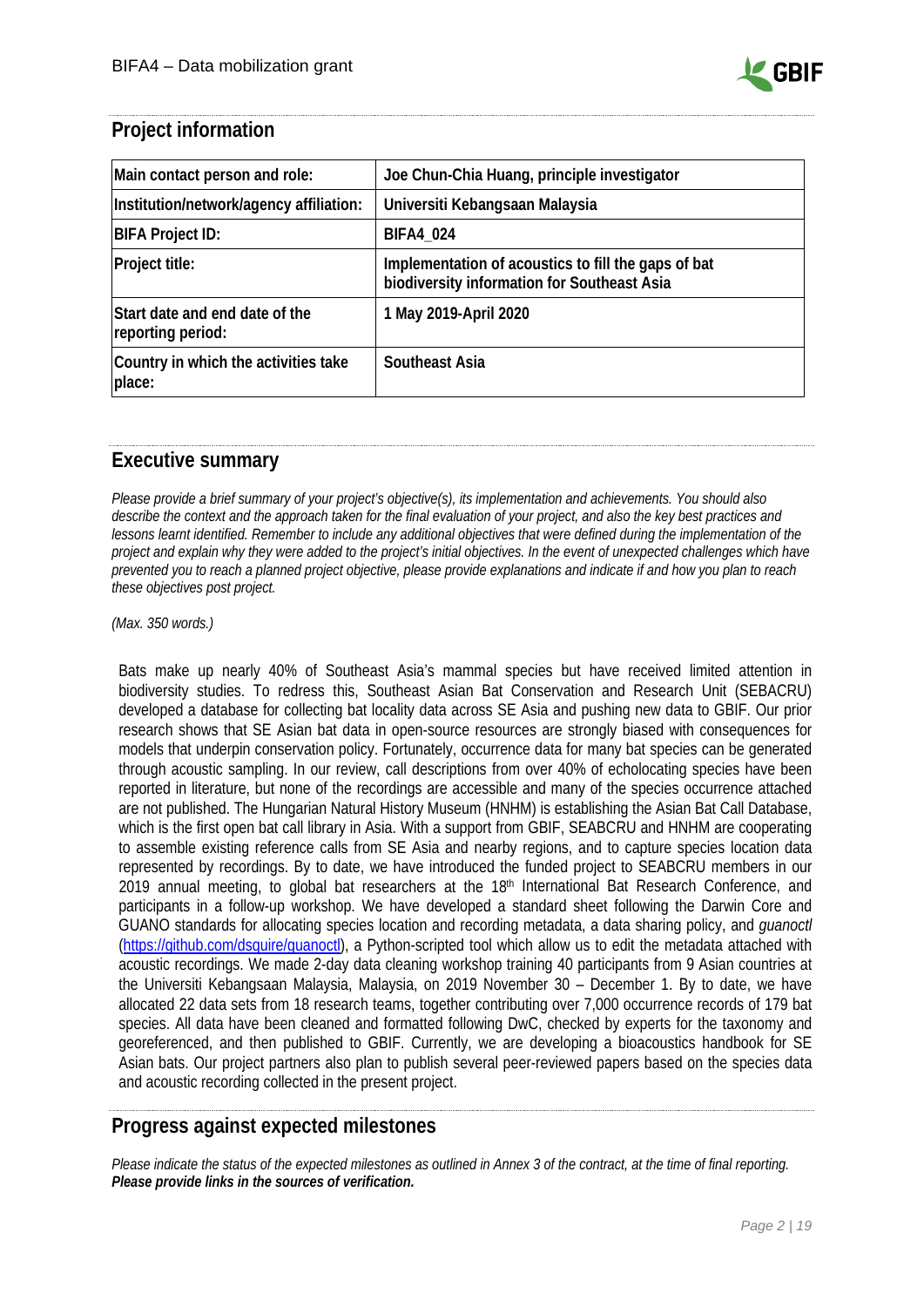## Project information

| Main contact person and role: | Joe Chun-Chia Huang, principle investigator |
| --- | --- |
| Institution/network/agency affiliation: | Universiti Kebangsaan Malaysia |
| BIFA Project ID: | BIFA4_024 |
| Project title: | Implementation of acoustics to fill the gaps of bat biodiversity information for Southeast Asia |
| Start date and end date of the reporting period: | 1 May 2019-April 2020 |
| Country in which the activities take place: | Southeast Asia |

## Executive summary

*Please provide a brief summary of your project's objective(s), its implementation and achievements. You should also describe the context and the approach taken for the final evaluation of your project, and also the key best practices and lessons learnt identified. Remember to include any additional objectives that were defined during the implementation of the project and explain why they were added to the project's initial objectives. In the event of unexpected challenges which have prevented you to reach a planned project objective, please provide explanations and indicate if and how you plan to reach these objectives post project.*

*(Max. 350 words.)*

Bats make up nearly 40% of Southeast Asia's mammal species but have received limited attention in biodiversity studies. To redress this, Southeast Asian Bat Conservation and Research Unit (SEBACRU) developed a database for collecting bat locality data across SE Asia and pushing new data to GBIF. Our prior research shows that SE Asian bat data in open-source resources are strongly biased with consequences for models that underpin conservation policy. Fortunately, occurrence data for many bat species can be generated through acoustic sampling. In our review, call descriptions from over 40% of echolocating species have been reported in literature, but none of the recordings are accessible and many of the species occurrence attached are not published. The Hungarian Natural History Museum (HNHM) is establishing the Asian Bat Call Database, which is the first open bat call library in Asia. With a support from GBIF, SEABCRU and HNHM are cooperating to assemble existing reference calls from SE Asia and nearby regions, and to capture species location data represented by recordings. By to date, we have introduced the funded project to SEABCRU members in our 2019 annual meeting, to global bat researchers at the 18th International Bat Research Conference, and participants in a follow-up workshop. We have developed a standard sheet following the Darwin Core and GUANO standards for allocating species location and recording metadata, a data sharing policy, and *guanoctl* (https://github.com/dsquire/guanoctl), a Python-scripted tool which allow us to edit the metadata attached with acoustic recordings. We made 2-day data cleaning workshop training 40 participants from 9 Asian countries at the Universiti Kebangsaan Malaysia, Malaysia, on 2019 November 30 – December 1. By to date, we have allocated 22 data sets from 18 research teams, together contributing over 7,000 occurrence records of 179 bat species. All data have been cleaned and formatted following DwC, checked by experts for the taxonomy and georeferenced, and then published to GBIF. Currently, we are developing a bioacoustics handbook for SE Asian bats. Our project partners also plan to publish several peer-reviewed papers based on the species data and acoustic recording collected in the present project.

## Progress against expected milestones

*Please indicate the status of the expected milestones as outlined in Annex 3 of the contract, at the time of final reporting.* ***Please provide links in the sources of verification.***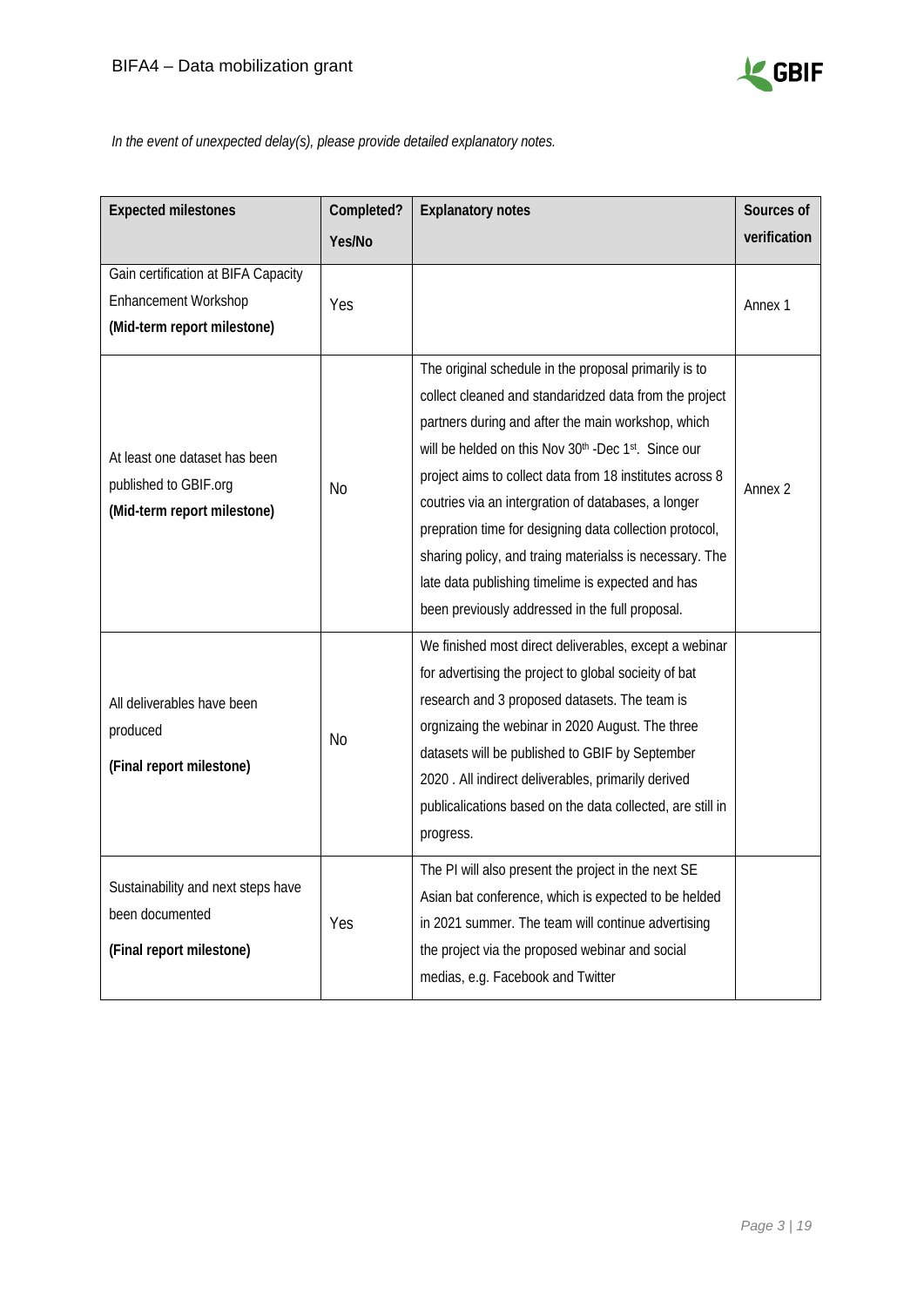*In the event of unexpected delay(s), please provide detailed explanatory notes.*

| Expected milestones | Completed? Yes/No | Explanatory notes | Sources of verification |
|---|---|---|---|
| Gain certification at BIFA Capacity Enhancement Workshop **(Mid-term report milestone)** | Yes | | Annex 1 |
| At least one dataset has been published to GBIF.org **(Mid-term report milestone)** | No | The original schedule in the proposal primarily is to collect cleaned and standaridzed data from the project partners during and after the main workshop, which will be helded on this Nov 30th -Dec 1st. Since our project aims to collect data from 18 institutes across 8 coutries via an intergration of databases, a longer prepration time for designing data collection protocol, sharing policy, and traing materialss is necessary. The late data publishing timelime is expected and has been previously addressed in the full proposal. | Annex 2 |
| All deliverables have been produced **(Final report milestone)** | No | We finished most direct deliverables, except a webinar for advertising the project to global socieity of bat research and 3 proposed datasets. The team is orgnizaing the webinar in 2020 August. The three datasets will be published to GBIF by September 2020 . All indirect deliverables, primarily derived publicalications based on the data collected, are still in progress. | |
| Sustainability and next steps have been documented **(Final report milestone)** | Yes | The PI will also present the project in the next SE Asian bat conference, which is expected to be helded in 2021 summer. The team will continue advertising the project via the proposed webinar and social medias, e.g. Facebook and Twitter | |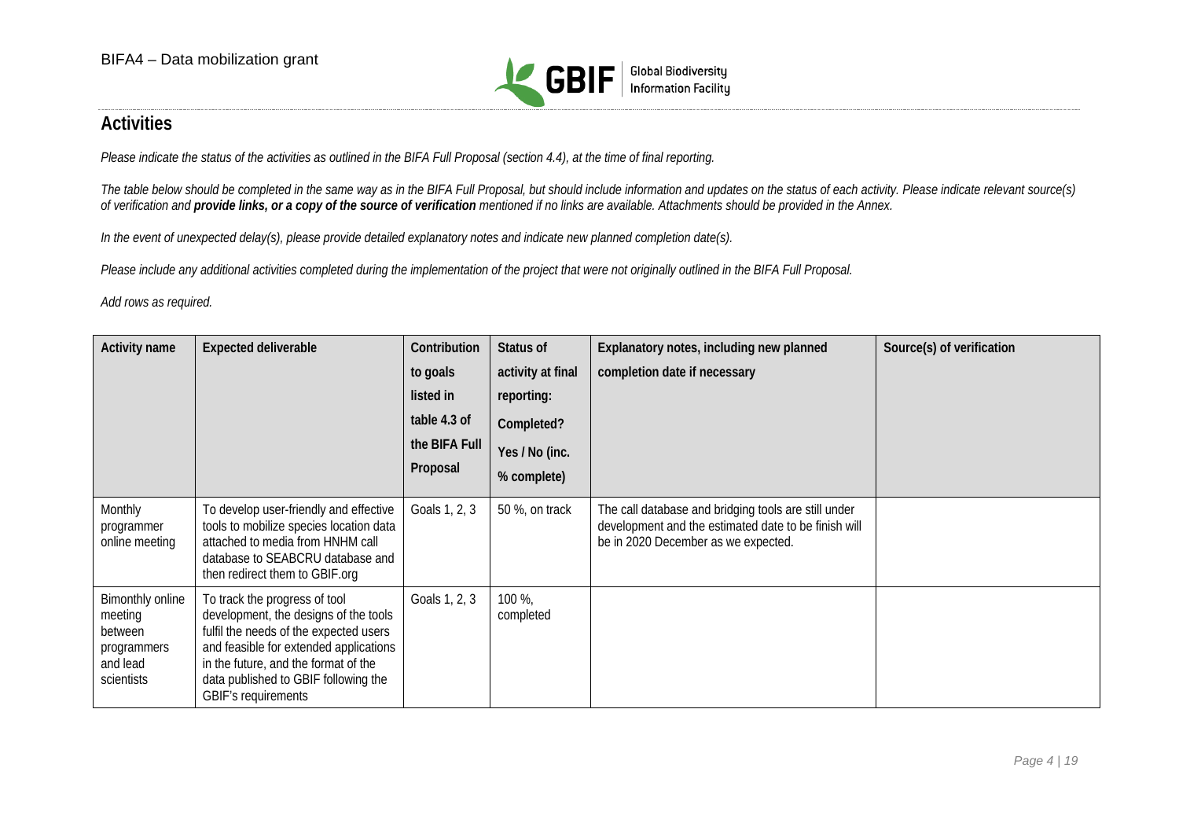## Activities

*Please indicate the status of the activities as outlined in the BIFA Full Proposal (section 4.4), at the time of final reporting.*

*The table below should be completed in the same way as in the BIFA Full Proposal, but should include information and updates on the status of each activity. Please indicate relevant source(s) of verification and* ***provide links, or a copy of the source of verification*** *mentioned if no links are available. Attachments should be provided in the Annex.*

*In the event of unexpected delay(s), please provide detailed explanatory notes and indicate new planned completion date(s).*

*Please include any additional activities completed during the implementation of the project that were not originally outlined in the BIFA Full Proposal.*

*Add rows as required.*

| Activity name | Expected deliverable | Contribution to goals listed in table 4.3 of the BIFA Full Proposal | Status of activity at final reporting: Completed? Yes / No (inc. % complete) | Explanatory notes, including new planned completion date if necessary | Source(s) of verification |
|---|---|---|---|---|---|
| Monthly programmer online meeting | To develop user-friendly and effective tools to mobilize species location data attached to media from HNHM call database to SEABCRU database and then redirect them to GBIF.org | Goals 1, 2, 3 | 50 %, on track | The call database and bridging tools are still under development and the estimated date to be finish will be in 2020 December as we expected. | |
| Bimonthly online meeting between programmers and lead scientists | To track the progress of tool development, the designs of the tools fulfil the needs of the expected users and feasible for extended applications in the future, and the format of the data published to GBIF following the GBIF's requirements | Goals 1, 2, 3 | 100 %, completed | | |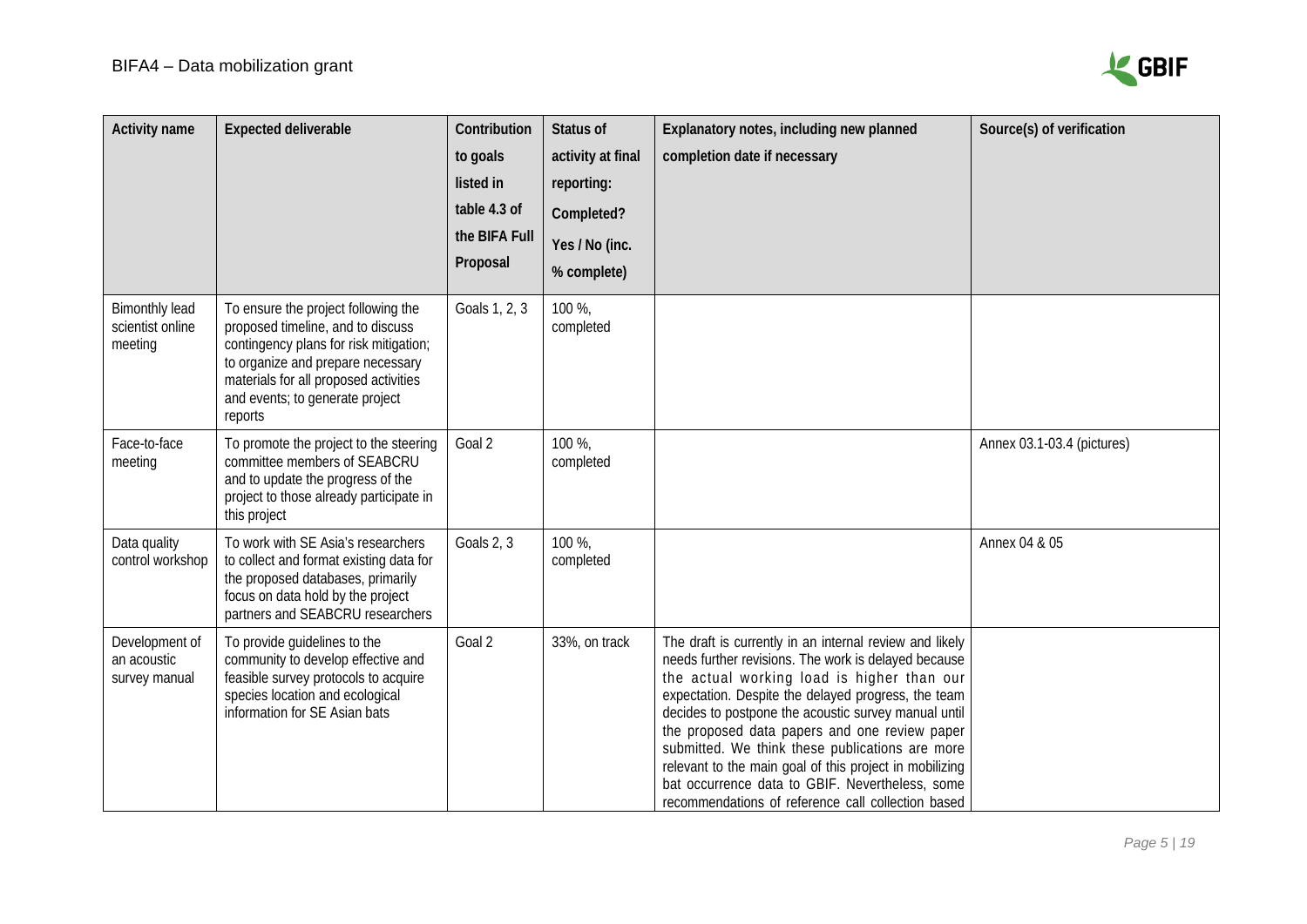| Activity name | Expected deliverable | Contribution to goals listed in table 4.3 of the BIFA Full Proposal | Status of activity at final reporting: Completed? Yes / No (inc. % complete) | Explanatory notes, including new planned completion date if necessary | Source(s) of verification |
|---|---|---|---|---|---|
| Bimonthly lead scientist online meeting | To ensure the project following the proposed timeline, and to discuss contingency plans for risk mitigation; to organize and prepare necessary materials for all proposed activities and events; to generate project reports | Goals 1, 2, 3 | 100 %, completed | | |
| Face-to-face meeting | To promote the project to the steering committee members of SEABCRU and to update the progress of the project to those already participate in this project | Goal 2 | 100 %, completed | | Annex 03.1-03.4 (pictures) |
| Data quality control workshop | To work with SE Asia's researchers to collect and format existing data for the proposed databases, primarily focus on data hold by the project partners and SEABCRU researchers | Goals 2, 3 | 100 %, completed | | Annex 04 & 05 |
| Development of an acoustic survey manual | To provide guidelines to the community to develop effective and feasible survey protocols to acquire species location and ecological information for SE Asian bats | Goal 2 | 33%, on track | The draft is currently in an internal review and likely needs further revisions. The work is delayed because the actual working load is higher than our expectation. Despite the delayed progress, the team decides to postpone the acoustic survey manual until the proposed data papers and one review paper submitted. We think these publications are more relevant to the main goal of this project in mobilizing bat occurrence data to GBIF. Nevertheless, some recommendations of reference call collection based | |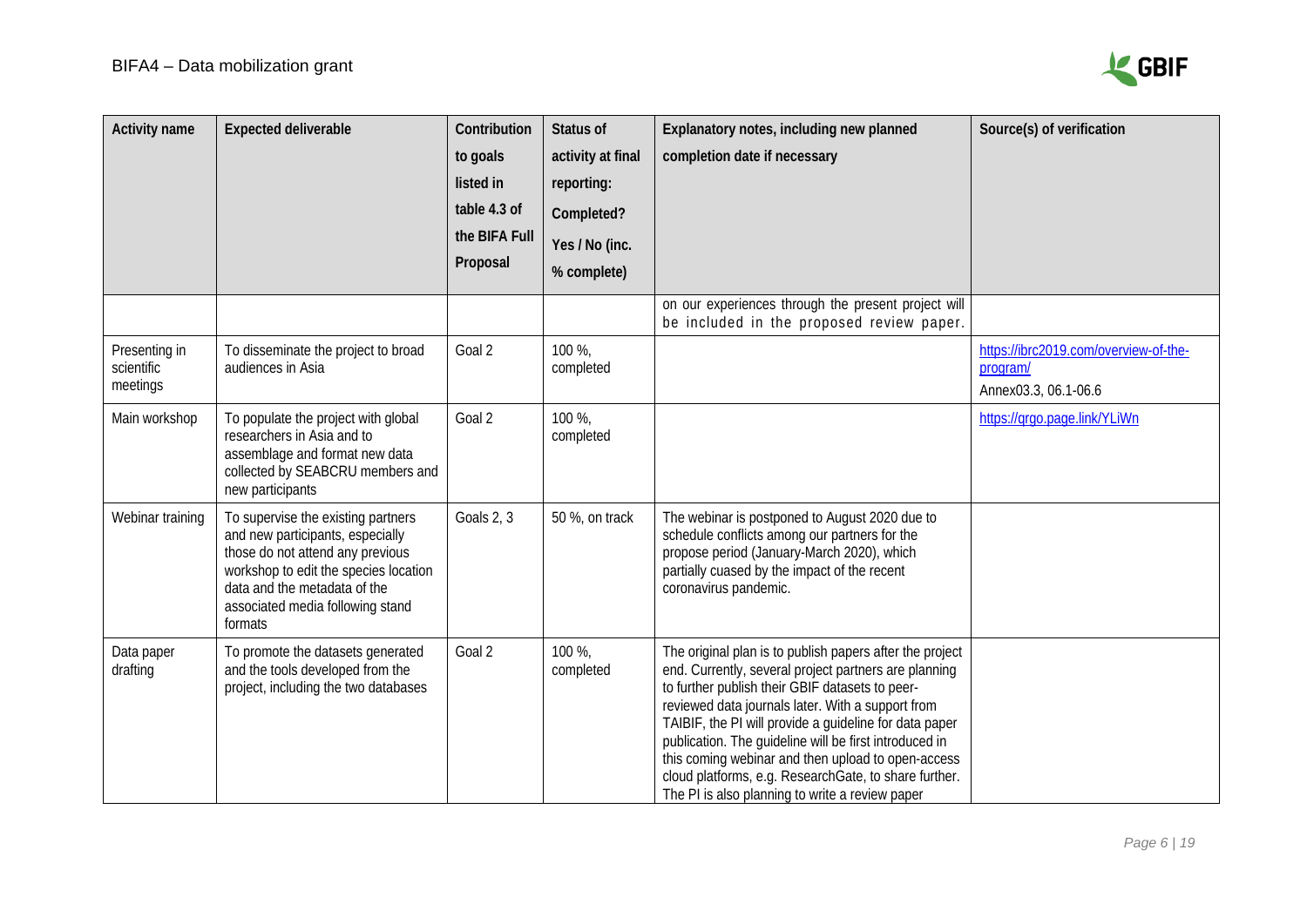| Activity name | Expected deliverable | Contribution to goals listed in table 4.3 of the BIFA Full Proposal | Status of activity at final reporting: Completed? Yes / No (inc. % complete) | Explanatory notes, including new planned completion date if necessary | Source(s) of verification |
|---|---|---|---|---|---|
| | | | | on our experiences through the present project will be included in the proposed review paper. | |
| Presenting in scientific meetings | To disseminate the project to broad audiences in Asia | Goal 2 | 100 %, completed | | https://ibrc2019.com/overview-of-the-program/ Annex03.3, 06.1-06.6 |
| Main workshop | To populate the project with global researchers in Asia and to assemblage and format new data collected by SEABCRU members and new participants | Goal 2 | 100 %, completed | | https://qrgo.page.link/YLiWn |
| Webinar training | To supervise the existing partners and new participants, especially those do not attend any previous workshop to edit the species location data and the metadata of the associated media following stand formats | Goals 2, 3 | 50 %, on track | The webinar is postponed to August 2020 due to schedule conflicts among our partners for the propose period (January-March 2020), which partially cuased by the impact of the recent coronavirus pandemic. | |
| Data paper drafting | To promote the datasets generated and the tools developed from the project, including the two databases | Goal 2 | 100 %, completed | The original plan is to publish papers after the project end. Currently, several project partners are planning to further publish their GBIF datasets to peer-reviewed data journals later. With a support from TAIBIF, the PI will provide a guideline for data paper publication. The guideline will be first introduced in this coming webinar and then upload to open-access cloud platforms, e.g. ResearchGate, to share further. The PI is also planning to write a review paper | |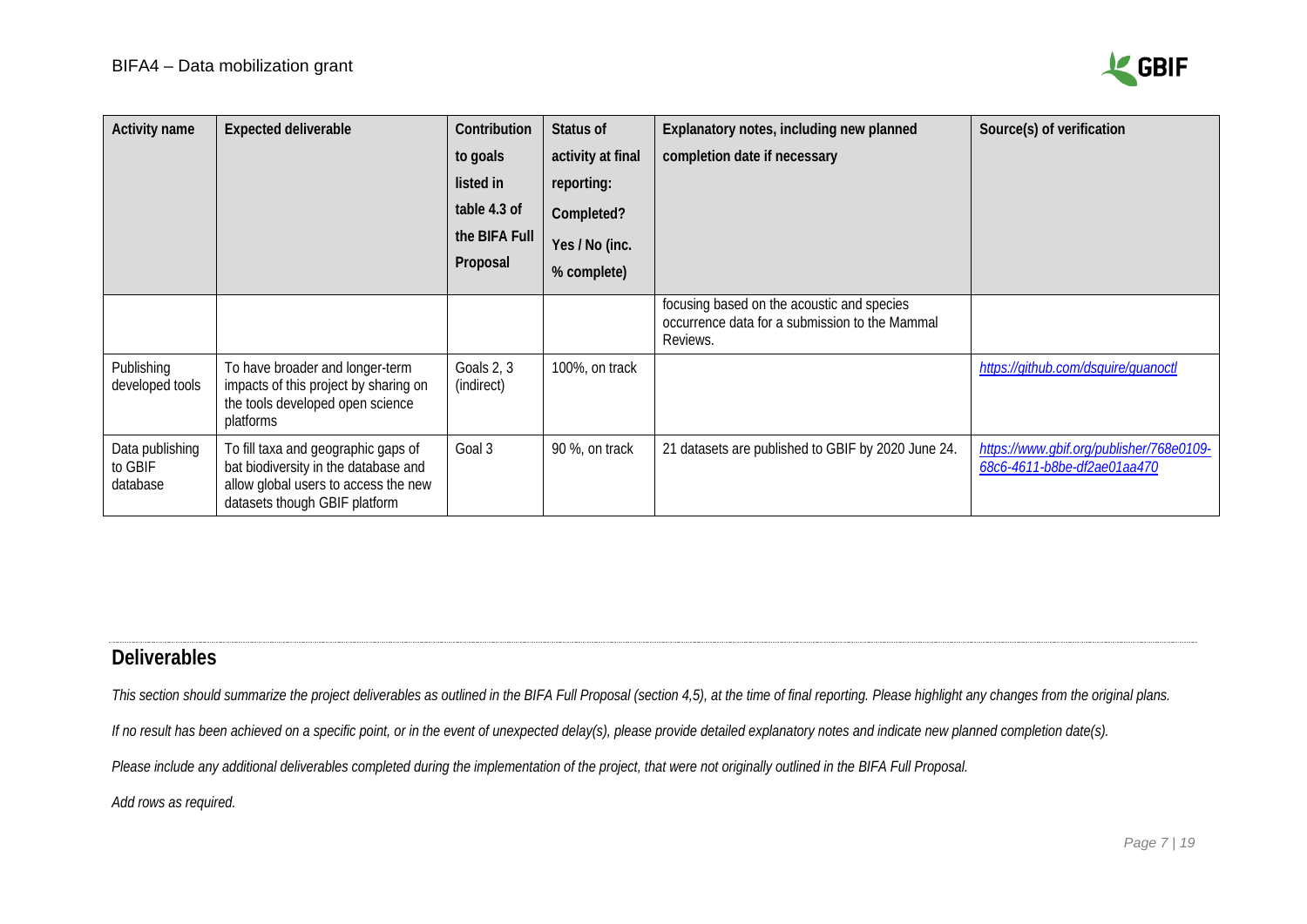| Activity name | Expected deliverable | Contribution to goals listed in table 4.3 of the BIFA Full Proposal | Status of activity at final reporting: Completed? Yes / No (inc. % complete) | Explanatory notes, including new planned completion date if necessary | Source(s) of verification |
|---|---|---|---|---|---|
| | | | | focusing based on the acoustic and species occurrence data for a submission to the Mammal Reviews. | |
| Publishing developed tools | To have broader and longer-term impacts of this project by sharing on the tools developed open science platforms | Goals 2, 3 (indirect) | 100%, on track | | *https://github.com/dsquire/guanoctl* |
| Data publishing to GBIF database | To fill taxa and geographic gaps of bat biodiversity in the database and allow global users to access the new datasets though GBIF platform | Goal 3 | 90 %, on track | 21 datasets are published to GBIF by 2020 June 24. | *https://www.gbif.org/publisher/768e0109-68c6-4611-b8be-df2ae01aa470* |

## Deliverables

*This section should summarize the project deliverables as outlined in the BIFA Full Proposal (section 4,5), at the time of final reporting. Please highlight any changes from the original plans.*

*If no result has been achieved on a specific point, or in the event of unexpected delay(s), please provide detailed explanatory notes and indicate new planned completion date(s).*

*Please include any additional deliverables completed during the implementation of the project, that were not originally outlined in the BIFA Full Proposal.*

*Add rows as required.*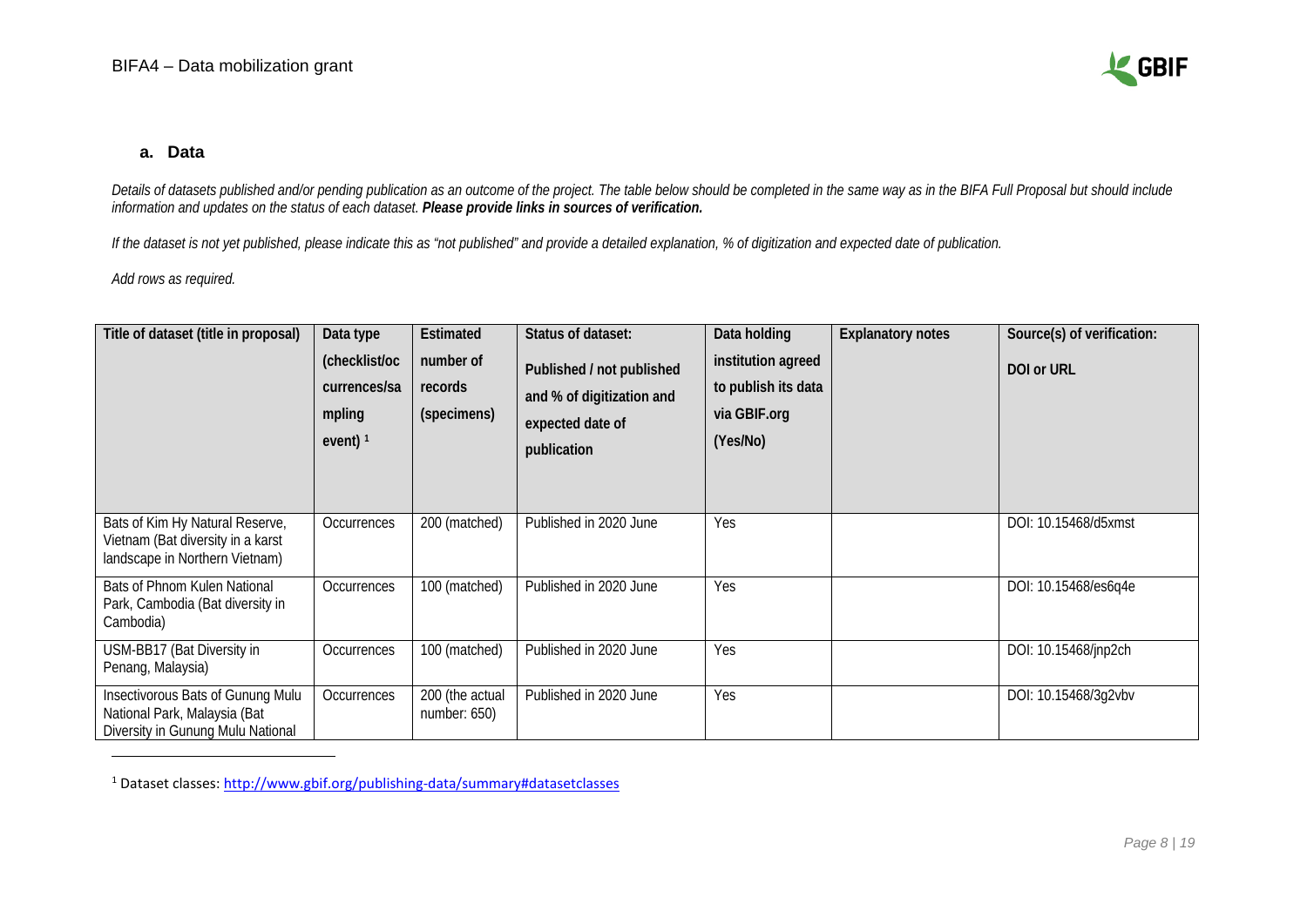### a. Data

*Details of datasets published and/or pending publication as an outcome of the project. The table below should be completed in the same way as in the BIFA Full Proposal but should include information and updates on the status of each dataset.* ***Please provide links in sources of verification.***

*If the dataset is not yet published, please indicate this as "not published" and provide a detailed explanation, % of digitization and expected date of publication.*

*Add rows as required.*

| Title of dataset (title in proposal) | Data type (checklist/occurrences/sampling event) [1] | Estimated number of records (specimens) | Status of dataset: Published / not published and % of digitization and expected date of publication | Data holding institution agreed to publish its data via GBIF.org (Yes/No) | Explanatory notes | Source(s) of verification: DOI or URL |
|---|---|---|---|---|---|---|
| Bats of Kim Hy Natural Reserve, Vietnam (Bat diversity in a karst landscape in Northern Vietnam) | Occurrences | 200 (matched) | Published in 2020 June | Yes | | DOI: 10.15468/d5xmst |
| Bats of Phnom Kulen National Park, Cambodia (Bat diversity in Cambodia) | Occurrences | 100 (matched) | Published in 2020 June | Yes | | DOI: 10.15468/es6q4e |
| USM-BB17 (Bat Diversity in Penang, Malaysia) | Occurrences | 100 (matched) | Published in 2020 June | Yes | | DOI: 10.15468/jnp2ch |
| Insectivorous Bats of Gunung Mulu National Park, Malaysia (Bat Diversity in Gunung Mulu National | Occurrences | 200 (the actual number: 650) | Published in 2020 June | Yes | | DOI: 10.15468/3g2vbv |

[1] Dataset classes: http://www.gbif.org/publishing-data/summary#datasetclasses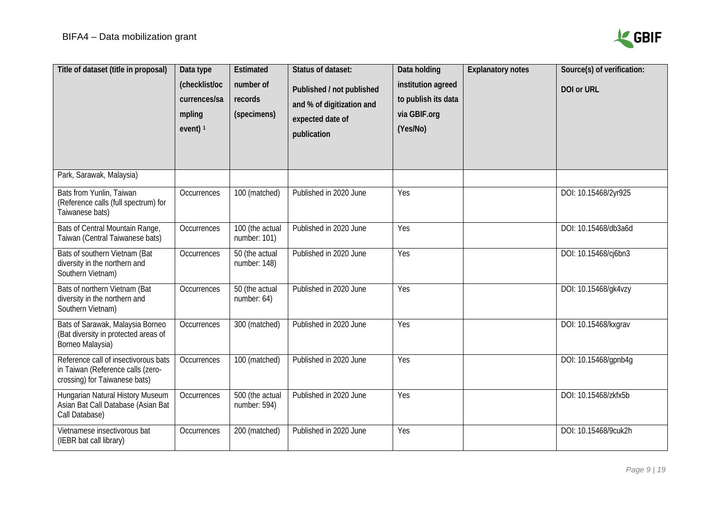| Title of dataset (title in proposal) | Data type (checklist/occurrences/sampling event) [1] | Estimated number of records (specimens) | Status of dataset: Published / not published and % of digitization and expected date of publication | Data holding institution agreed to publish its data via GBIF.org (Yes/No) | Explanatory notes | Source(s) of verification: DOI or URL |
|---|---|---|---|---|---|---|
| Park, Sarawak, Malaysia) | | | | | | |
| Bats from Yunlin, Taiwan (Reference calls (full spectrum) for Taiwanese bats) | Occurrences | 100 (matched) | Published in 2020 June | Yes | | DOI: 10.15468/2yr925 |
| Bats of Central Mountain Range, Taiwan (Central Taiwanese bats) | Occurrences | 100 (the actual number: 101) | Published in 2020 June | Yes | | DOI: 10.15468/db3a6d |
| Bats of southern Vietnam (Bat diversity in the northern and Southern Vietnam) | Occurrences | 50 (the actual number: 148) | Published in 2020 June | Yes | | DOI: 10.15468/cj6bn3 |
| Bats of northern Vietnam (Bat diversity in the northern and Southern Vietnam) | Occurrences | 50 (the actual number: 64) | Published in 2020 June | Yes | | DOI: 10.15468/gk4vzy |
| Bats of Sarawak, Malaysia Borneo (Bat diversity in protected areas of Borneo Malaysia) | Occurrences | 300 (matched) | Published in 2020 June | Yes | | DOI: 10.15468/kxgrav |
| Reference call of insectivorous bats in Taiwan (Reference calls (zero-crossing) for Taiwanese bats) | Occurrences | 100 (matched) | Published in 2020 June | Yes | | DOI: 10.15468/gpnb4g |
| Hungarian Natural History Museum Asian Bat Call Database (Asian Bat Call Database) | Occurrences | 500 (the actual number: 594) | Published in 2020 June | Yes | | DOI: 10.15468/zkfx5b |
| Vietnamese insectivorous bat (IEBR bat call library) | Occurrences | 200 (matched) | Published in 2020 June | Yes | | DOI: 10.15468/9cuk2h |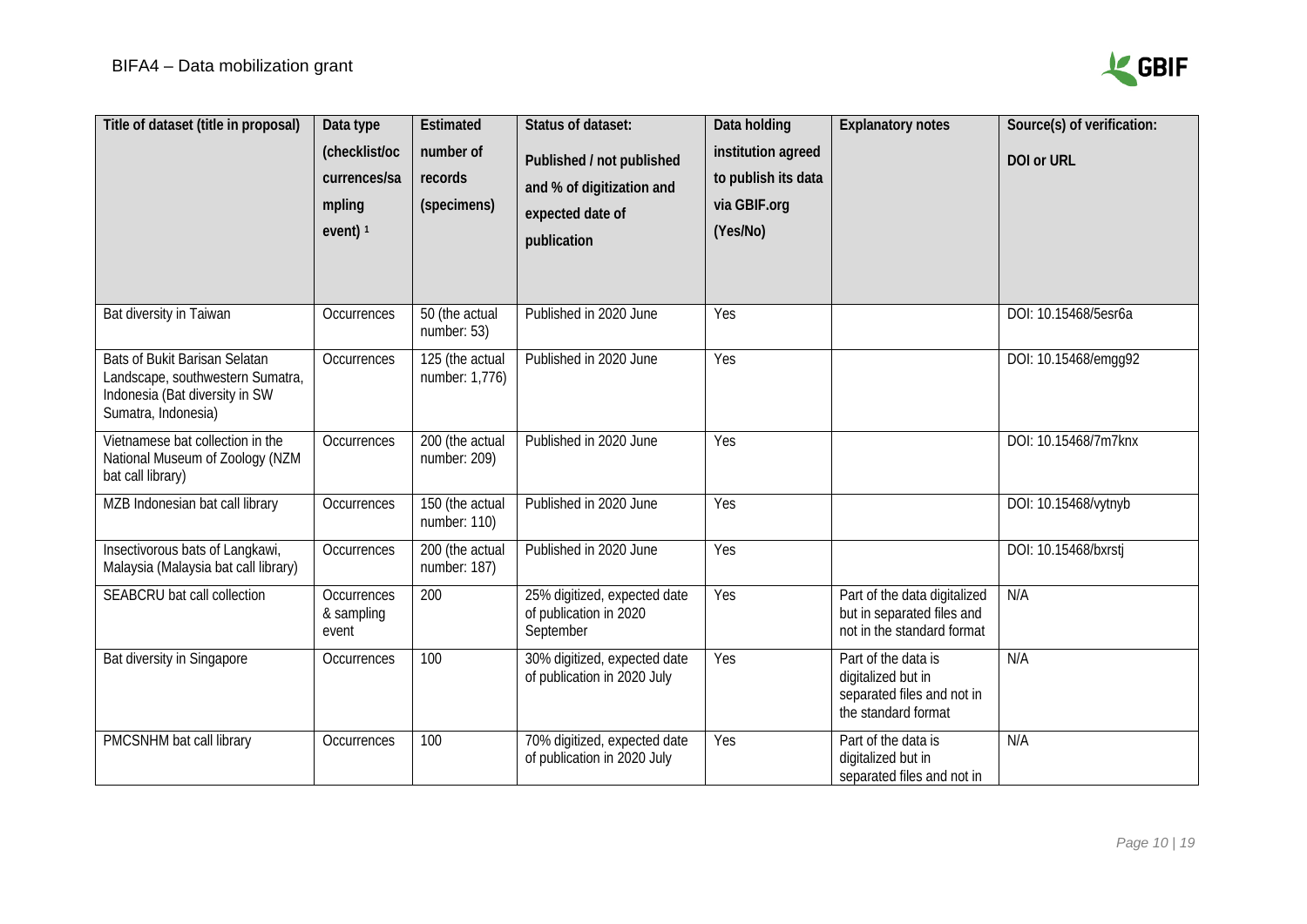| Title of dataset (title in proposal) | Data type (checklist/occurrences/sampling event) [1] | Estimated number of records (specimens) | Status of dataset: Published / not published and % of digitization and expected date of publication | Data holding institution agreed to publish its data via GBIF.org (Yes/No) | Explanatory notes | Source(s) of verification: DOI or URL |
|---|---|---|---|---|---|---|
| Bat diversity in Taiwan | Occurrences | 50 (the actual number: 53) | Published in 2020 June | Yes | | DOI: 10.15468/5esr6a |
| Bats of Bukit Barisan Selatan Landscape, southwestern Sumatra, Indonesia (Bat diversity in SW Sumatra, Indonesia) | Occurrences | 125 (the actual number: 1,776) | Published in 2020 June | Yes | | DOI: 10.15468/emgg92 |
| Vietnamese bat collection in the National Museum of Zoology (NZM bat call library) | Occurrences | 200 (the actual number: 209) | Published in 2020 June | Yes | | DOI: 10.15468/7m7knx |
| MZB Indonesian bat call library | Occurrences | 150 (the actual number: 110) | Published in 2020 June | Yes | | DOI: 10.15468/vytnyb |
| Insectivorous bats of Langkawi, Malaysia (Malaysia bat call library) | Occurrences | 200 (the actual number: 187) | Published in 2020 June | Yes | | DOI: 10.15468/bxrstj |
| SEABCRU bat call collection | Occurrences & sampling event | 200 | 25% digitized, expected date of publication in 2020 September | Yes | Part of the data digitalized but in separated files and not in the standard format | N/A |
| Bat diversity in Singapore | Occurrences | 100 | 30% digitized, expected date of publication in 2020 July | Yes | Part of the data is digitalized but in separated files and not in the standard format | N/A |
| PMCSNHM bat call library | Occurrences | 100 | 70% digitized, expected date of publication in 2020 July | Yes | Part of the data is digitalized but in separated files and not in | N/A |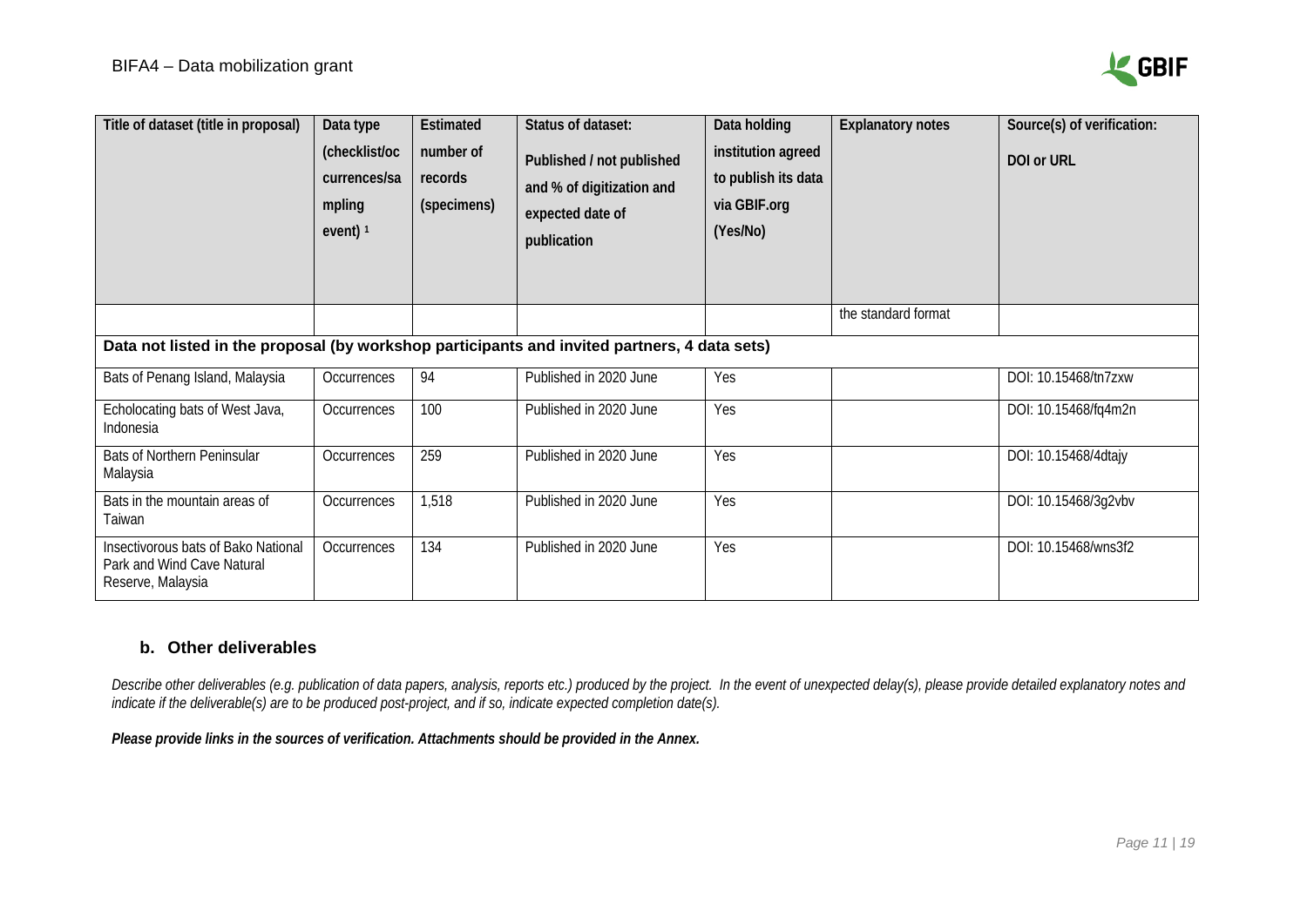| Title of dataset (title in proposal) | Data type (checklist/occurrences/sampling event) [1] | Estimated number of records (specimens) | Status of dataset: Published / not published and % of digitization and expected date of publication | Data holding institution agreed to publish its data via GBIF.org (Yes/No) | Explanatory notes | Source(s) of verification: DOI or URL |
|---|---|---|---|---|---|---|
| | | | | | the standard format | |
| **Data not listed in the proposal (by workshop participants and invited partners, 4 data sets)** | | | | | | |
| Bats of Penang Island, Malaysia | Occurrences | 94 | Published in 2020 June | Yes | | DOI: 10.15468/tn7zxw |
| Echolocating bats of West Java, Indonesia | Occurrences | 100 | Published in 2020 June | Yes | | DOI: 10.15468/fq4m2n |
| Bats of Northern Peninsular Malaysia | Occurrences | 259 | Published in 2020 June | Yes | | DOI: 10.15468/4dtajy |
| Bats in the mountain areas of Taiwan | Occurrences | 1,518 | Published in 2020 June | Yes | | DOI: 10.15468/3g2vbv |
| Insectivorous bats of Bako National Park and Wind Cave Natural Reserve, Malaysia | Occurrences | 134 | Published in 2020 June | Yes | | DOI: 10.15468/wns3f2 |

### b. Other deliverables

*Describe other deliverables (e.g. publication of data papers, analysis, reports etc.) produced by the project. In the event of unexpected delay(s), please provide detailed explanatory notes and indicate if the deliverable(s) are to be produced post-project, and if so, indicate expected completion date(s).*

***Please provide links in the sources of verification. Attachments should be provided in the Annex.***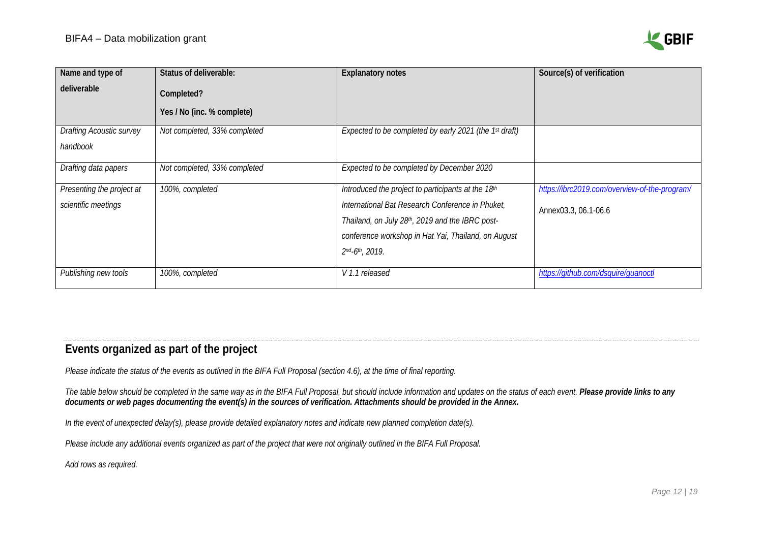| Name and type of deliverable | Status of deliverable: Completed? Yes / No (inc. % complete) | Explanatory notes | Source(s) of verification |
|---|---|---|---|
| *Drafting Acoustic survey handbook* | *Not completed, 33% completed* | *Expected to be completed by early 2021 (the 1st draft)* | |
| *Drafting data papers* | *Not completed, 33% completed* | *Expected to be completed by December 2020* | |
| *Presenting the project at scientific meetings* | *100%, completed* | *Introduced the project to participants at the 18th International Bat Research Conference in Phuket, Thailand, on July 28th, 2019 and the IBRC post-conference workshop in Hat Yai, Thailand, on August 2nd-6th, 2019.* | *https://ibrc2019.com/overview-of-the-program/* Annex03.3, 06.1-06.6 |
| *Publishing new tools* | *100%, completed* | *V 1.1 released* | *https://github.com/dsquire/guanoctl* |

## Events organized as part of the project

*Please indicate the status of the events as outlined in the BIFA Full Proposal (section 4.6), at the time of final reporting.*

*The table below should be completed in the same way as in the BIFA Full Proposal, but should include information and updates on the status of each event.* ***Please provide links to any documents or web pages documenting the event(s) in the sources of verification. Attachments should be provided in the Annex.***

*In the event of unexpected delay(s), please provide detailed explanatory notes and indicate new planned completion date(s).*

*Please include any additional events organized as part of the project that were not originally outlined in the BIFA Full Proposal.*

*Add rows as required.*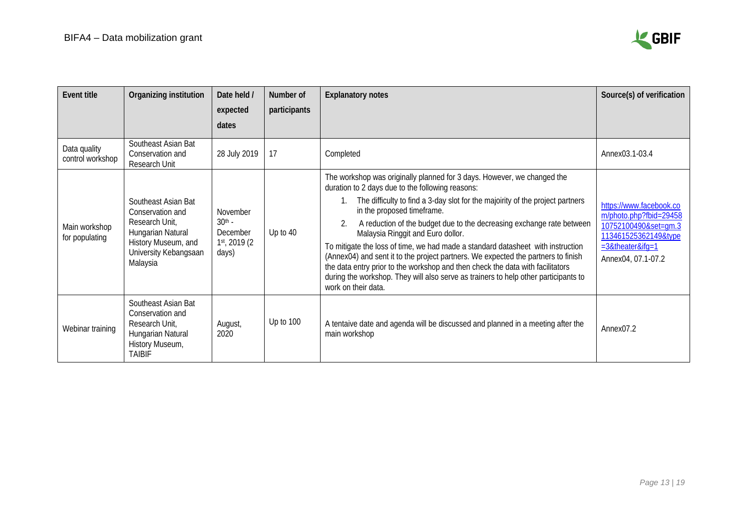| Event title | Organizing institution | Date held / expected dates | Number of participants | Explanatory notes | Source(s) of verification |
|---|---|---|---|---|---|
| Data quality control workshop | Southeast Asian Bat Conservation and Research Unit | 28 July 2019 | 17 | Completed | Annex03.1-03.4 |
| Main workshop for populating | Southeast Asian Bat Conservation and Research Unit, Hungarian Natural History Museum, and University Kebangsaan Malaysia | November 30th - December 1st, 2019 (2 days) | Up to 40 | The workshop was originally planned for 3 days. However, we changed the duration to 2 days due to the following reasons:<br>1. The difficulty to find a 3-day slot for the majoirity of the project partners in the proposed timeframe.<br>2. A reduction of the budget due to the decreasing exchange rate between Malaysia Ringgit and Euro dollor.<br>To mitigate the loss of time, we had made a standard datasheet with instruction (Annex04) and sent it to the project partners. We expected the partners to finish the data entry prior to the workshop and then check the data with facilitators during the workshop. They will also serve as trainers to help other participants to work on their data. | https://www.facebook.com/photo.php?fbid=2945810752100490&set=gm.3113461525362149&type=3&theater&ifg=1<br>Annex04, 07.1-07.2 |
| Webinar training | Southeast Asian Bat Conservation and Research Unit, Hungarian Natural History Museum, TAIBIF | August, 2020 | Up to 100 | A tentaive date and agenda will be discussed and planned in a meeting after the main workshop | Annex07.2 |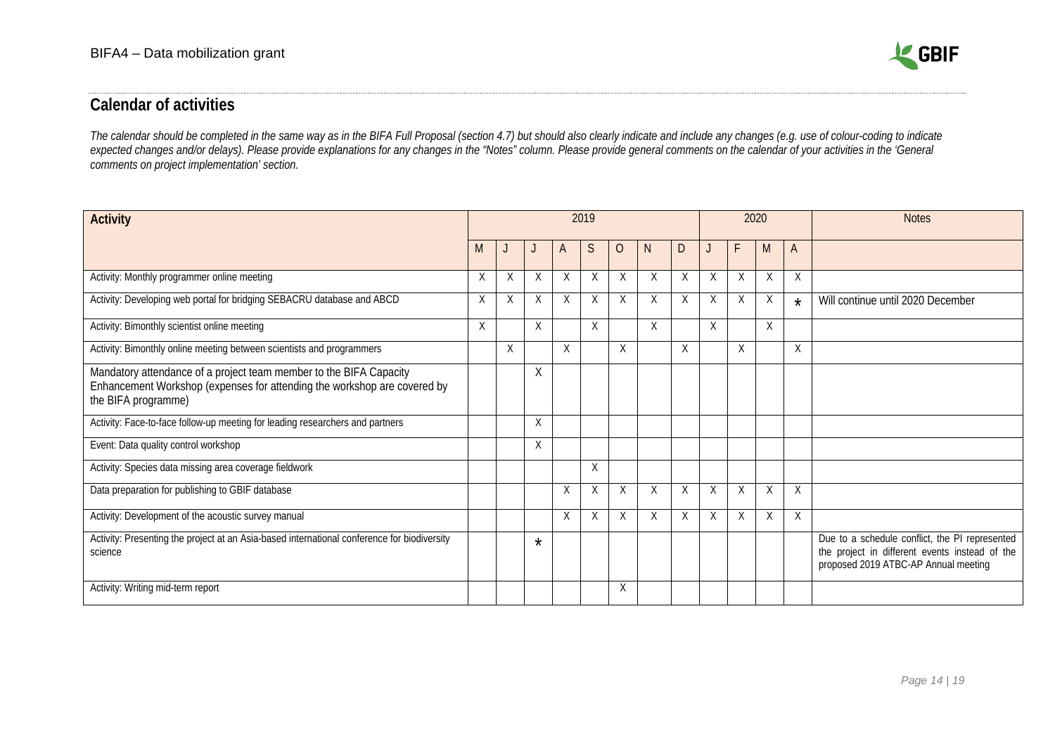## Calendar of activities

*The calendar should be completed in the same way as in the BIFA Full Proposal (section 4.7) but should also clearly indicate and include any changes (e.g. use of colour-coding to indicate expected changes and/or delays). Please provide explanations for any changes in the "Notes" column. Please provide general comments on the calendar of your activities in the 'General comments on project implementation' section.*

| Activity | 2019 | | | | | | | | 2020 | | | | Notes |
|---|---|---|---|---|---|---|---|---|---|---|---|---|---|
| | M | J | J | A | S | O | N | D | J | F | M | A | |
| Activity: Monthly programmer online meeting | X | X | X | X | X | X | X | X | X | X | X | X | |
| Activity: Developing web portal for bridging SEBACRU database and ABCD | X | X | X | X | X | X | X | X | X | X | X | * | Will continue until 2020 December |
| Activity: Bimonthly scientist online meeting | X | | X | | X | | X | | X | | X | | |
| Activity: Bimonthly online meeting between scientists and programmers | | X | | X | | X | | X | | X | | X | |
| Mandatory attendance of a project team member to the BIFA Capacity Enhancement Workshop (expenses for attending the workshop are covered by the BIFA programme) | | | X | | | | | | | | | | |
| Activity: Face-to-face follow-up meeting for leading researchers and partners | | | X | | | | | | | | | | |
| Event: Data quality control workshop | | | X | | | | | | | | | | |
| Activity: Species data missing area coverage fieldwork | | | | | X | | | | | | | | |
| Data preparation for publishing to GBIF database | | | | X | X | X | X | X | X | X | X | X | |
| Activity: Development of the acoustic survey manual | | | | X | X | X | X | X | X | X | X | X | |
| Activity: Presenting the project at an Asia-based international conference for biodiversity science | | | * | | | | | | | | | | Due to a schedule conflict, the PI represented the project in different events instead of the proposed 2019 ATBC-AP Annual meeting |
| Activity: Writing mid-term report | | | | | | X | | | | | | | |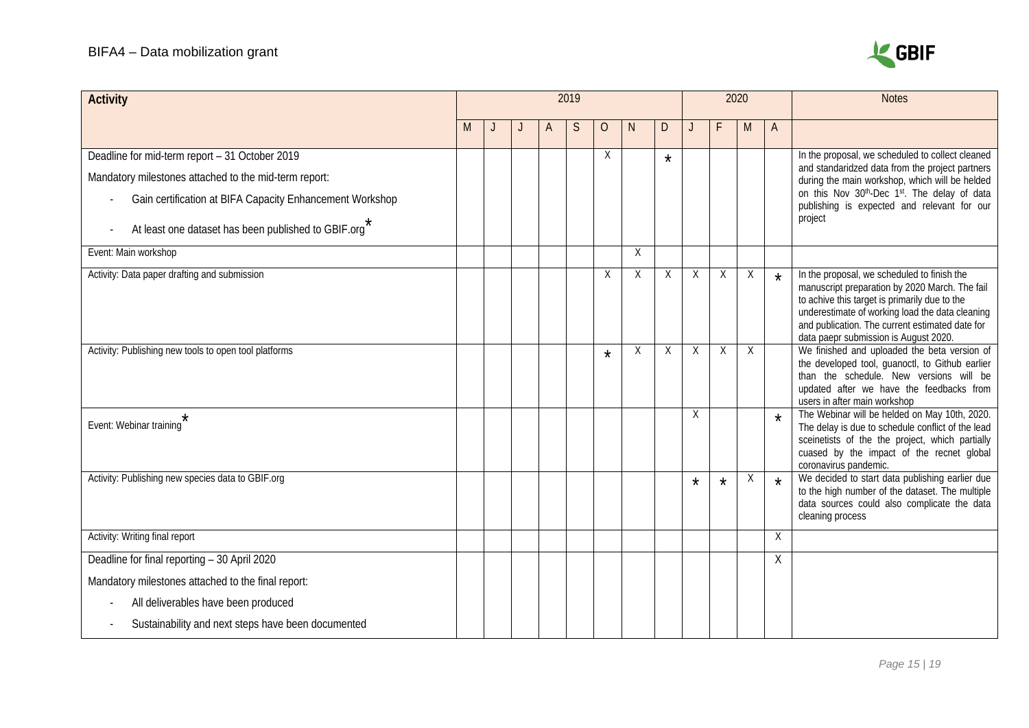| Activity | 2019 | | | | | | | | 2020 | | | | Notes |
|---|---|---|---|---|---|---|---|---|---|---|---|---|---|
| | M | J | J | A | S | O | N | D | J | F | M | A | |
| Deadline for mid-term report – 31 October 2019<br>Mandatory milestones attached to the mid-term report:<br>- Gain certification at BIFA Capacity Enhancement Workshop<br>- At least one dataset has been published to GBIF.org* | | | | | | X | | * | | | | | In the proposal, we scheduled to collect cleaned and standaridzed data from the project partners during the main workshop, which will be helded on this Nov 30th-Dec 1st. The delay of data publishing is expected and relevant for our project |
| Event: Main workshop | | | | | | | X | | | | | | |
| Activity: Data paper drafting and submission | | | | | | X | X | X | X | X | X | * | In the proposal, we scheduled to finish the manuscript preparation by 2020 March. The fail to achive this target is primarily due to the underestimate of working load the data cleaning and publication. The current estimated date for data paepr submission is August 2020. |
| Activity: Publishing new tools to open tool platforms | | | | | | * | X | X | X | X | X | | We finished and uploaded the beta version of the developed tool, guanoctl, to Github earlier than the schedule. New versions will be updated after we have the feedbacks from users in after main workshop |
| Event: Webinar training* | | | | | | | | | X | | | * | The Webinar will be helded on May 10th, 2020. The delay is due to schedule conflict of the lead sceinetists of the the project, which partially cuased by the impact of the recnet global coronavirus pandemic. |
| Activity: Publishing new species data to GBIF.org | | | | | | | | | * | * | X | * | We decided to start data publishing earlier due to the high number of the dataset. The multiple data sources could also complicate the data cleaning process |
| Activity: Writing final report | | | | | | | | | | | | X | |
| Deadline for final reporting – 30 April 2020<br>Mandatory milestones attached to the final report:<br>- All deliverables have been produced<br>- Sustainability and next steps have been documented | | | | | | | | | | | | X | |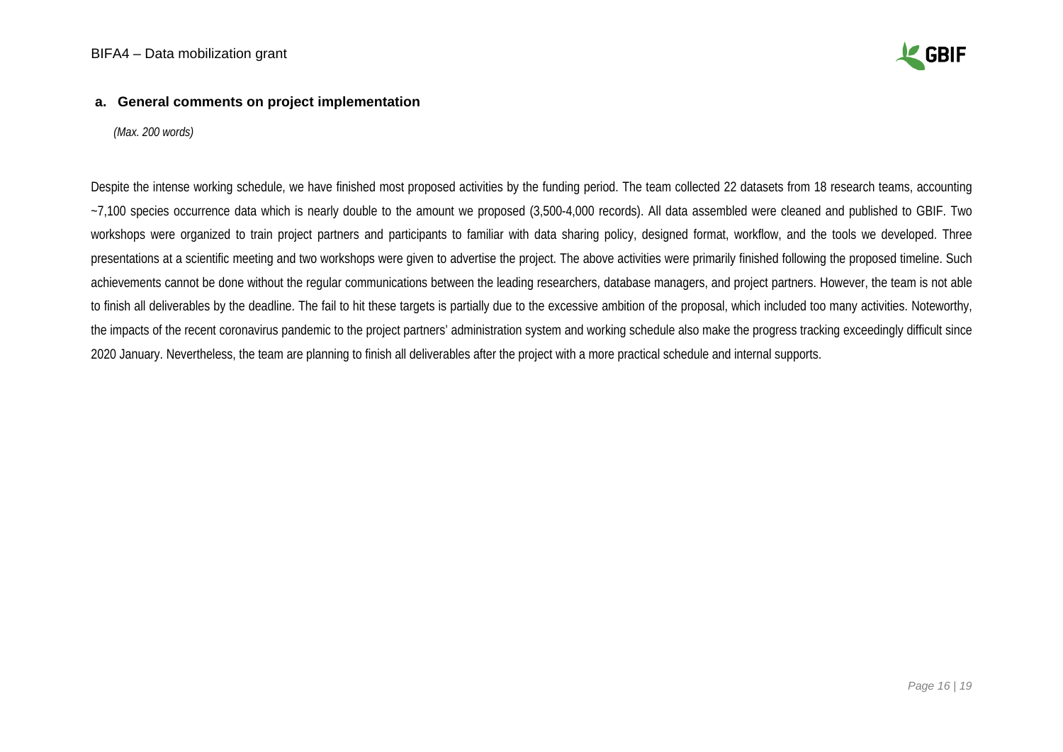## a. General comments on project implementation

*(Max. 200 words)*

Despite the intense working schedule, we have finished most proposed activities by the funding period. The team collected 22 datasets from 18 research teams, accounting ~7,100 species occurrence data which is nearly double to the amount we proposed (3,500-4,000 records). All data assembled were cleaned and published to GBIF. Two workshops were organized to train project partners and participants to familiar with data sharing policy, designed format, workflow, and the tools we developed. Three presentations at a scientific meeting and two workshops were given to advertise the project. The above activities were primarily finished following the proposed timeline. Such achievements cannot be done without the regular communications between the leading researchers, database managers, and project partners. However, the team is not able to finish all deliverables by the deadline. The fail to hit these targets is partially due to the excessive ambition of the proposal, which included too many activities. Noteworthy, the impacts of the recent coronavirus pandemic to the project partners' administration system and working schedule also make the progress tracking exceedingly difficult since 2020 January. Nevertheless, the team are planning to finish all deliverables after the project with a more practical schedule and internal supports.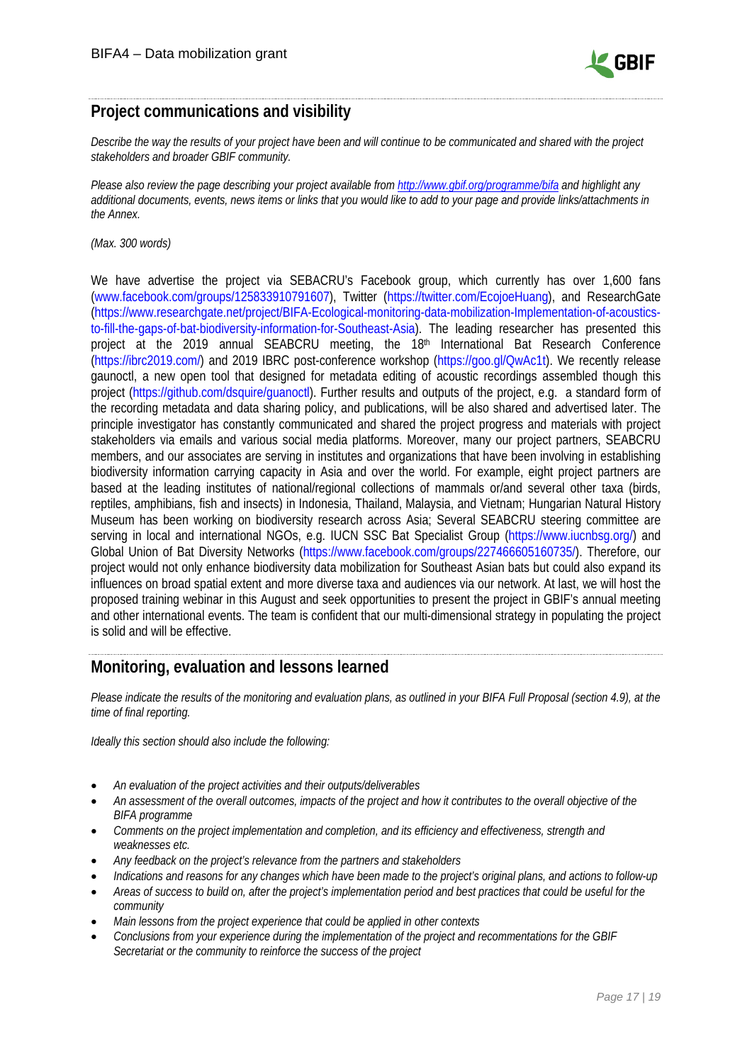## Project communications and visibility

*Describe the way the results of your project have been and will continue to be communicated and shared with the project stakeholders and broader GBIF community.*

*Please also review the page describing your project available from [http://www.gbif.org/programme/bifa](http://www.gbif.org/programme/bifa) and highlight any additional documents, events, news items or links that you would like to add to your page and provide links/attachments in the Annex.*

*(Max. 300 words)*

We have advertise the project via SEBACRU's Facebook group, which currently has over 1,600 fans (www.facebook.com/groups/125833910791607), Twitter (https://twitter.com/EcojoeHuang), and ResearchGate (https://www.researchgate.net/project/BIFA-Ecological-monitoring-data-mobilization-Implementation-of-acoustics-to-fill-the-gaps-of-bat-biodiversity-information-for-Southeast-Asia). The leading researcher has presented this project at the 2019 annual SEABCRU meeting, the 18th International Bat Research Conference (https://ibrc2019.com/) and 2019 IBRC post-conference workshop (https://goo.gl/QwAc1t). We recently release gaunoctl, a new open tool that designed for metadata editing of acoustic recordings assembled though this project (https://github.com/dsquire/guanoctl). Further results and outputs of the project, e.g. a standard form of the recording metadata and data sharing policy, and publications, will be also shared and advertised later. The principle investigator has constantly communicated and shared the project progress and materials with project stakeholders via emails and various social media platforms. Moreover, many our project partners, SEABCRU members, and our associates are serving in institutes and organizations that have been involving in establishing biodiversity information carrying capacity in Asia and over the world. For example, eight project partners are based at the leading institutes of national/regional collections of mammals or/and several other taxa (birds, reptiles, amphibians, fish and insects) in Indonesia, Thailand, Malaysia, and Vietnam; Hungarian Natural History Museum has been working on biodiversity research across Asia; Several SEABCRU steering committee are serving in local and international NGOs, e.g. IUCN SSC Bat Specialist Group (https://www.iucnbsg.org/) and Global Union of Bat Diversity Networks (https://www.facebook.com/groups/227466605160735/). Therefore, our project would not only enhance biodiversity data mobilization for Southeast Asian bats but could also expand its influences on broad spatial extent and more diverse taxa and audiences via our network. At last, we will host the proposed training webinar in this August and seek opportunities to present the project in GBIF's annual meeting and other international events. The team is confident that our multi-dimensional strategy in populating the project is solid and will be effective.

## Monitoring, evaluation and lessons learned

*Please indicate the results of the monitoring and evaluation plans, as outlined in your BIFA Full Proposal (section 4.9), at the time of final reporting.*

*Ideally this section should also include the following:*

- *An evaluation of the project activities and their outputs/deliverables*
- *An assessment of the overall outcomes, impacts of the project and how it contributes to the overall objective of the BIFA programme*
- *Comments on the project implementation and completion, and its efficiency and effectiveness, strength and weaknesses etc.*
- *Any feedback on the project's relevance from the partners and stakeholders*
- *Indications and reasons for any changes which have been made to the project's original plans, and actions to follow-up*
- *Areas of success to build on, after the project's implementation period and best practices that could be useful for the community*
- *Main lessons from the project experience that could be applied in other contexts*
- *Conclusions from your experience during the implementation of the project and recommentations for the GBIF Secretariat or the community to reinforce the success of the project*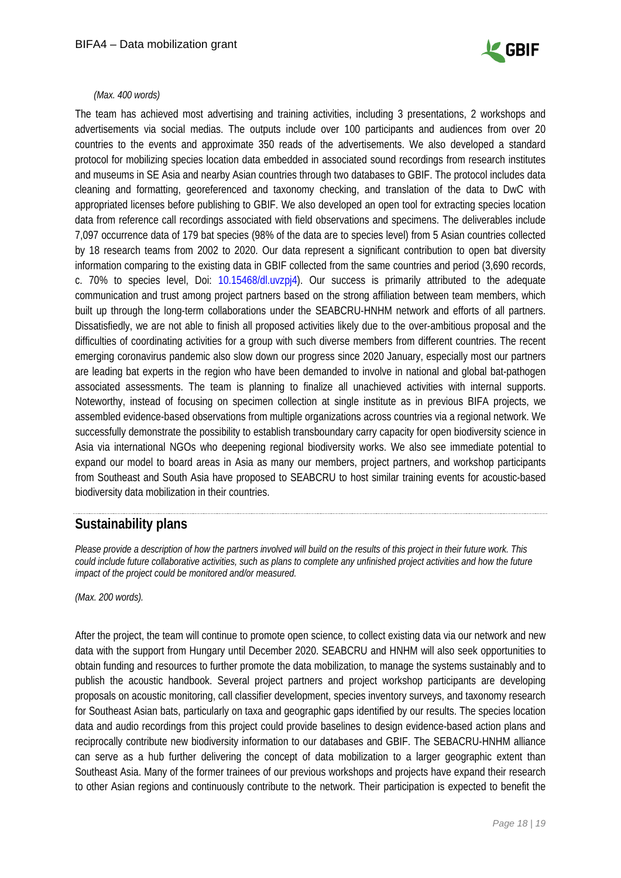*(Max. 400 words)*

The team has achieved most advertising and training activities, including 3 presentations, 2 workshops and advertisements via social medias. The outputs include over 100 participants and audiences from over 20 countries to the events and approximate 350 reads of the advertisements. We also developed a standard protocol for mobilizing species location data embedded in associated sound recordings from research institutes and museums in SE Asia and nearby Asian countries through two databases to GBIF. The protocol includes data cleaning and formatting, georeferenced and taxonomy checking, and translation of the data to DwC with appropriated licenses before publishing to GBIF. We also developed an open tool for extracting species location data from reference call recordings associated with field observations and specimens. The deliverables include 7,097 occurrence data of 179 bat species (98% of the data are to species level) from 5 Asian countries collected by 18 research teams from 2002 to 2020. Our data represent a significant contribution to open bat diversity information comparing to the existing data in GBIF collected from the same countries and period (3,690 records, c. 70% to species level, Doi: 10.15468/dl.uvzpj4). Our success is primarily attributed to the adequate communication and trust among project partners based on the strong affiliation between team members, which built up through the long-term collaborations under the SEABCRU-HNHM network and efforts of all partners. Dissatisfiedly, we are not able to finish all proposed activities likely due to the over-ambitious proposal and the difficulties of coordinating activities for a group with such diverse members from different countries. The recent emerging coronavirus pandemic also slow down our progress since 2020 January, especially most our partners are leading bat experts in the region who have been demanded to involve in national and global bat-pathogen associated assessments. The team is planning to finalize all unachieved activities with internal supports. Noteworthy, instead of focusing on specimen collection at single institute as in previous BIFA projects, we assembled evidence-based observations from multiple organizations across countries via a regional network. We successfully demonstrate the possibility to establish transboundary carry capacity for open biodiversity science in Asia via international NGOs who deepening regional biodiversity works. We also see immediate potential to expand our model to board areas in Asia as many our members, project partners, and workshop participants from Southeast and South Asia have proposed to SEABCRU to host similar training events for acoustic-based biodiversity data mobilization in their countries.

## Sustainability plans

*Please provide a description of how the partners involved will build on the results of this project in their future work. This could include future collaborative activities, such as plans to complete any unfinished project activities and how the future impact of the project could be monitored and/or measured.*

*(Max. 200 words).*

After the project, the team will continue to promote open science, to collect existing data via our network and new data with the support from Hungary until December 2020. SEABCRU and HNHM will also seek opportunities to obtain funding and resources to further promote the data mobilization, to manage the systems sustainably and to publish the acoustic handbook. Several project partners and project workshop participants are developing proposals on acoustic monitoring, call classifier development, species inventory surveys, and taxonomy research for Southeast Asian bats, particularly on taxa and geographic gaps identified by our results. The species location data and audio recordings from this project could provide baselines to design evidence-based action plans and reciprocally contribute new biodiversity information to our databases and GBIF. The SEBACRU-HNHM alliance can serve as a hub further delivering the concept of data mobilization to a larger geographic extent than Southeast Asia. Many of the former trainees of our previous workshops and projects have expand their research to other Asian regions and continuously contribute to the network. Their participation is expected to benefit the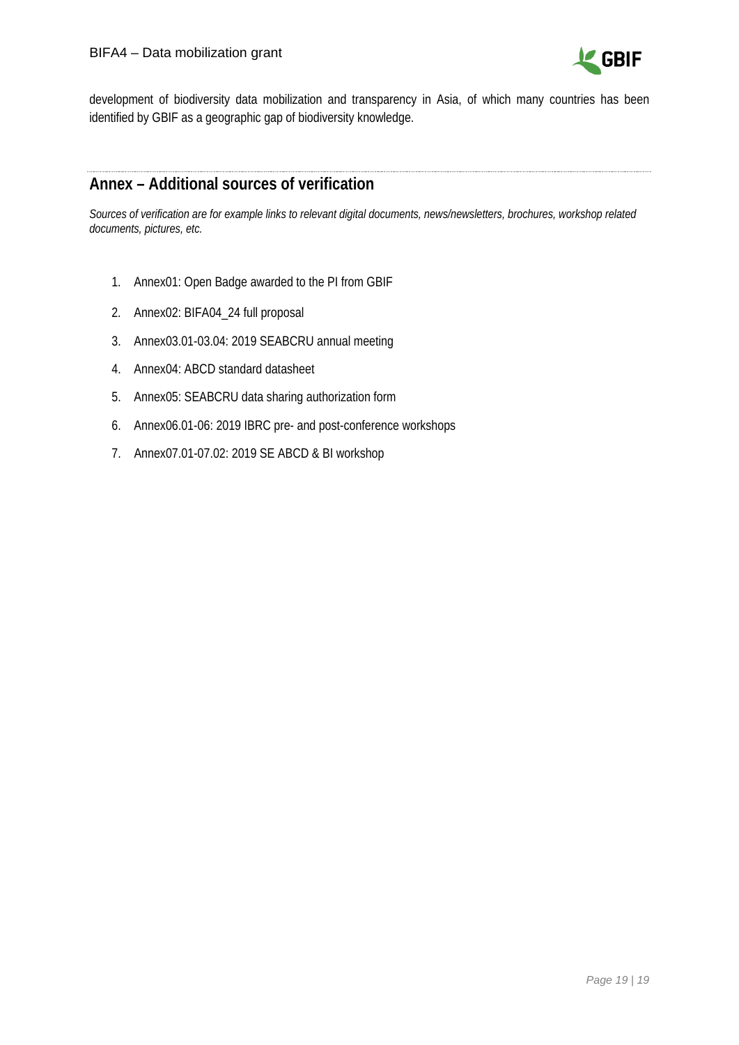development of biodiversity data mobilization and transparency in Asia, of which many countries has been identified by GBIF as a geographic gap of biodiversity knowledge.

## Annex – Additional sources of verification

*Sources of verification are for example links to relevant digital documents, news/newsletters, brochures, workshop related documents, pictures, etc.*

1. Annex01: Open Badge awarded to the PI from GBIF
2. Annex02: BIFA04_24 full proposal
3. Annex03.01-03.04: 2019 SEABCRU annual meeting
4. Annex04: ABCD standard datasheet
5. Annex05: SEABCRU data sharing authorization form
6. Annex06.01-06: 2019 IBRC pre- and post-conference workshops
7. Annex07.01-07.02: 2019 SE ABCD & BI workshop